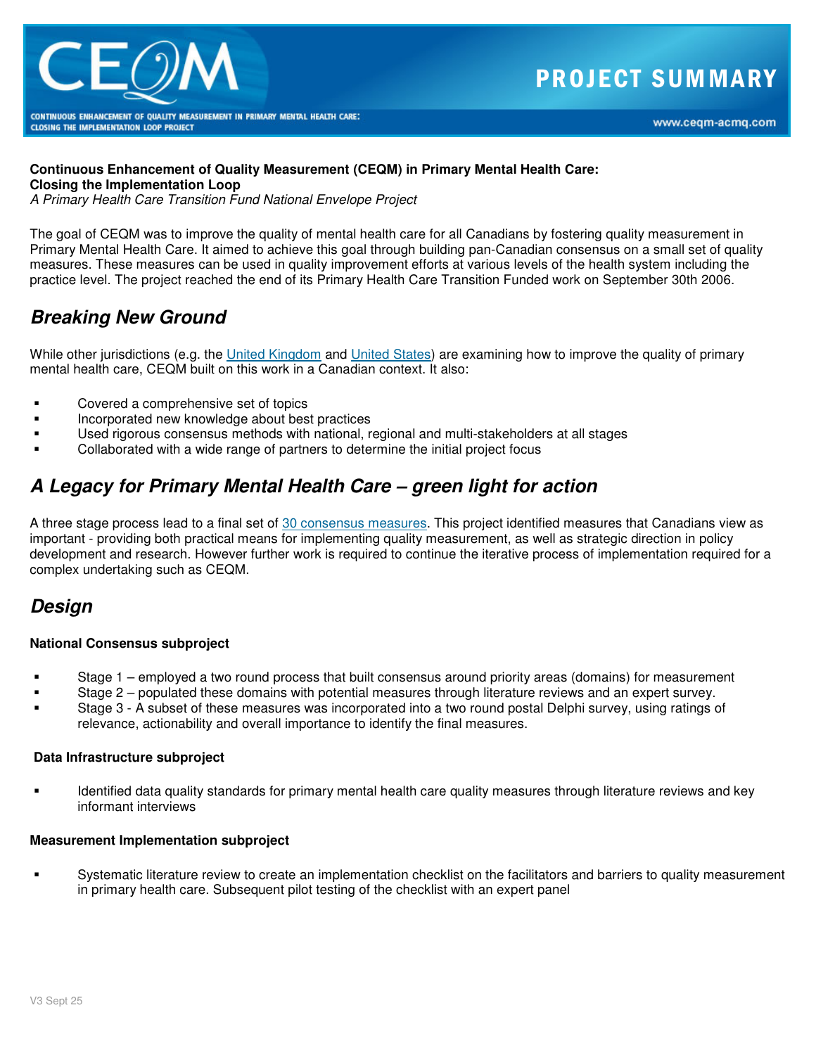# PROJECT SUMMARY

**Continuous Enhancement of Quality Measurement (CEQM) in Primary Mental Health Care: Closing the Implementation Loop**
*A Primary Health Care Transition Fund National Envelope Project*

The goal of CEQM was to improve the quality of mental health care for all Canadians by fostering quality measurement in Primary Mental Health Care. It aimed to achieve this goal through building pan-Canadian consensus on a small set of quality measures. These measures can be used in quality improvement efforts at various levels of the health system including the practice level. The project reached the end of its Primary Health Care Transition Funded work on September 30th 2006.

## Breaking New Ground

While other jurisdictions (e.g. the United Kingdom and United States) are examining how to improve the quality of primary mental health care, CEQM built on this work in a Canadian context. It also:

- Covered a comprehensive set of topics
- Incorporated new knowledge about best practices
- Used rigorous consensus methods with national, regional and multi-stakeholders at all stages
- Collaborated with a wide range of partners to determine the initial project focus

## A Legacy for Primary Mental Health Care – green light for action

A three stage process lead to a final set of 30 consensus measures. This project identified measures that Canadians view as important - providing both practical means for implementing quality measurement, as well as strategic direction in policy development and research. However further work is required to continue the iterative process of implementation required for a complex undertaking such as CEQM.

## Design

**National Consensus subproject**

- Stage 1 – employed a two round process that built consensus around priority areas (domains) for measurement
- Stage 2 – populated these domains with potential measures through literature reviews and an expert survey.
- Stage 3 - A subset of these measures was incorporated into a two round postal Delphi survey, using ratings of relevance, actionability and overall importance to identify the final measures.

**Data Infrastructure subproject**

- Identified data quality standards for primary mental health care quality measures through literature reviews and key informant interviews

**Measurement Implementation subproject**

- Systematic literature review to create an implementation checklist on the facilitators and barriers to quality measurement in primary health care. Subsequent pilot testing of the checklist with an expert panel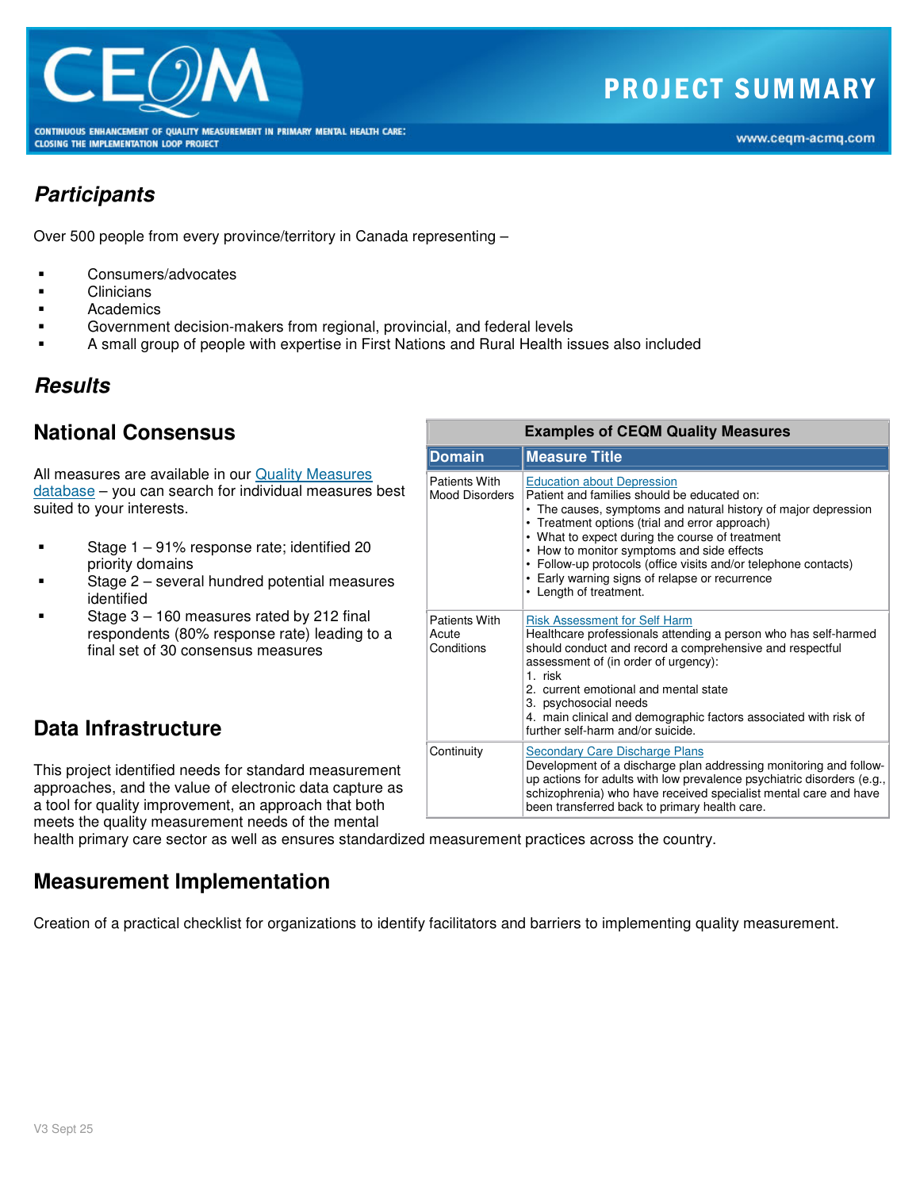## *Participants*

Over 500 people from every province/territory in Canada representing –

- Consumers/advocates
- Clinicians
- Academics
- Government decision-makers from regional, provincial, and federal levels
- A small group of people with expertise in First Nations and Rural Health issues also included

## *Results*

### National Consensus

All measures are available in our Quality Measures database – you can search for individual measures best suited to your interests.

- Stage 1 – 91% response rate; identified 20 priority domains
- Stage 2 – several hundred potential measures identified
- Stage 3 – 160 measures rated by 212 final respondents (80% response rate) leading to a final set of 30 consensus measures

**Examples of CEQM Quality Measures**

| Domain | Measure Title |
|---|---|
| Patients With Mood Disorders | Education about Depression<br>Patient and families should be educated on:<br>• The causes, symptoms and natural history of major depression<br>• Treatment options (trial and error approach)<br>• What to expect during the course of treatment<br>• How to monitor symptoms and side effects<br>• Follow-up protocols (office visits and/or telephone contacts)<br>• Early warning signs of relapse or recurrence<br>• Length of treatment. |
| Patients With Acute Conditions | Risk Assessment for Self Harm<br>Healthcare professionals attending a person who has self-harmed should conduct and record a comprehensive and respectful assessment of (in order of urgency):<br>1. risk<br>2. current emotional and mental state<br>3. psychosocial needs<br>4. main clinical and demographic factors associated with risk of further self-harm and/or suicide. |
| Continuity | Secondary Care Discharge Plans<br>Development of a discharge plan addressing monitoring and follow-up actions for adults with low prevalence psychiatric disorders (e.g., schizophrenia) who have received specialist mental care and have been transferred back to primary health care. |

### Data Infrastructure

This project identified needs for standard measurement approaches, and the value of electronic data capture as a tool for quality improvement, an approach that both meets the quality measurement needs of the mental health primary care sector as well as ensures standardized measurement practices across the country.

### Measurement Implementation

Creation of a practical checklist for organizations to identify facilitators and barriers to implementing quality measurement.

V3 Sept 25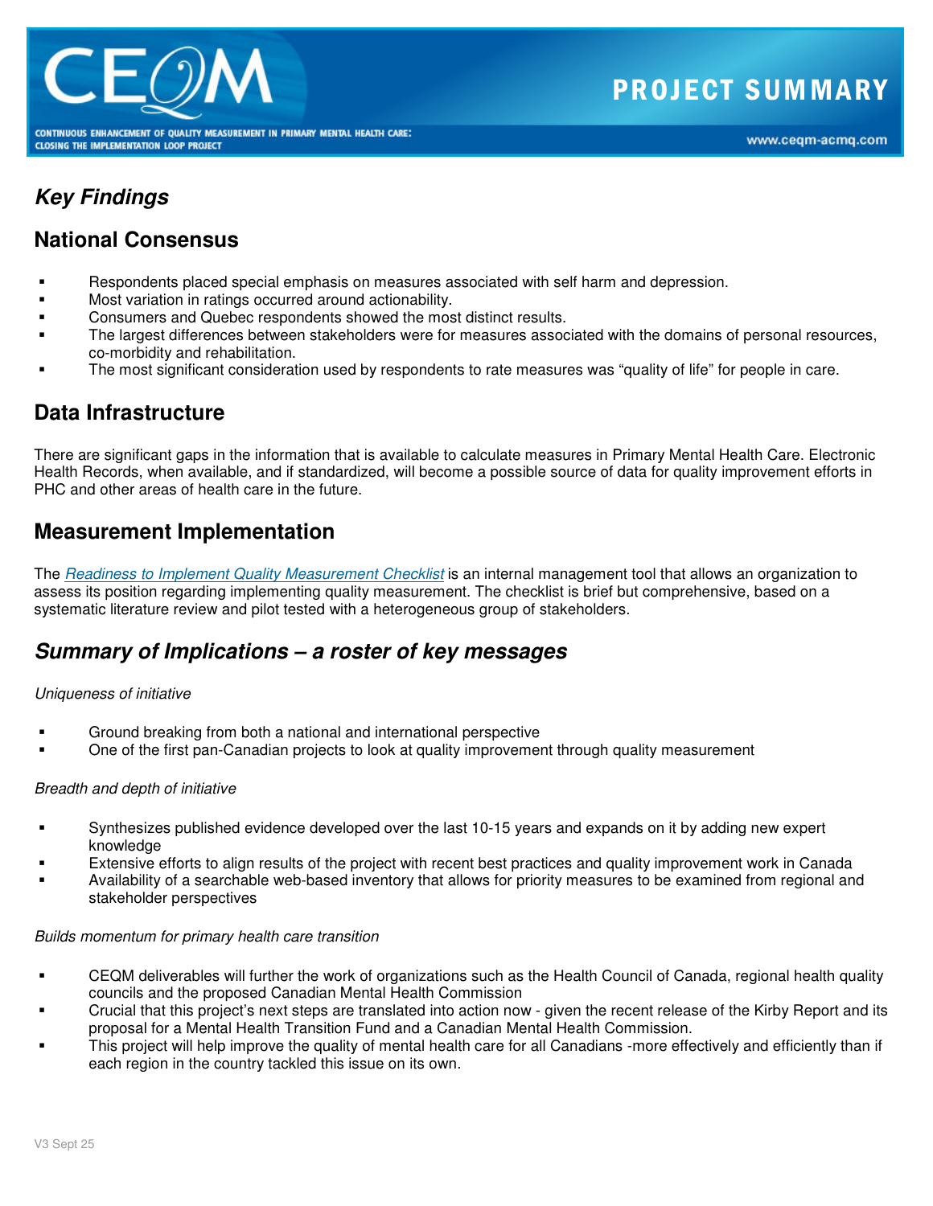## Key Findings

### National Consensus

- Respondents placed special emphasis on measures associated with self harm and depression.
- Most variation in ratings occurred around actionability.
- Consumers and Quebec respondents showed the most distinct results.
- The largest differences between stakeholders were for measures associated with the domains of personal resources, co-morbidity and rehabilitation.
- The most significant consideration used by respondents to rate measures was "quality of life" for people in care.

### Data Infrastructure

There are significant gaps in the information that is available to calculate measures in Primary Mental Health Care. Electronic Health Records, when available, and if standardized, will become a possible source of data for quality improvement efforts in PHC and other areas of health care in the future.

### Measurement Implementation

The *Readiness to Implement Quality Measurement Checklist* is an internal management tool that allows an organization to assess its position regarding implementing quality measurement. The checklist is brief but comprehensive, based on a systematic literature review and pilot tested with a heterogeneous group of stakeholders.

## Summary of Implications – a roster of key messages

*Uniqueness of initiative*

- Ground breaking from both a national and international perspective
- One of the first pan-Canadian projects to look at quality improvement through quality measurement

*Breadth and depth of initiative*

- Synthesizes published evidence developed over the last 10-15 years and expands on it by adding new expert knowledge
- Extensive efforts to align results of the project with recent best practices and quality improvement work in Canada
- Availability of a searchable web-based inventory that allows for priority measures to be examined from regional and stakeholder perspectives

*Builds momentum for primary health care transition*

- CEQM deliverables will further the work of organizations such as the Health Council of Canada, regional health quality councils and the proposed Canadian Mental Health Commission
- Crucial that this project's next steps are translated into action now - given the recent release of the Kirby Report and its proposal for a Mental Health Transition Fund and a Canadian Mental Health Commission.
- This project will help improve the quality of mental health care for all Canadians -more effectively and efficiently than if each region in the country tackled this issue on its own.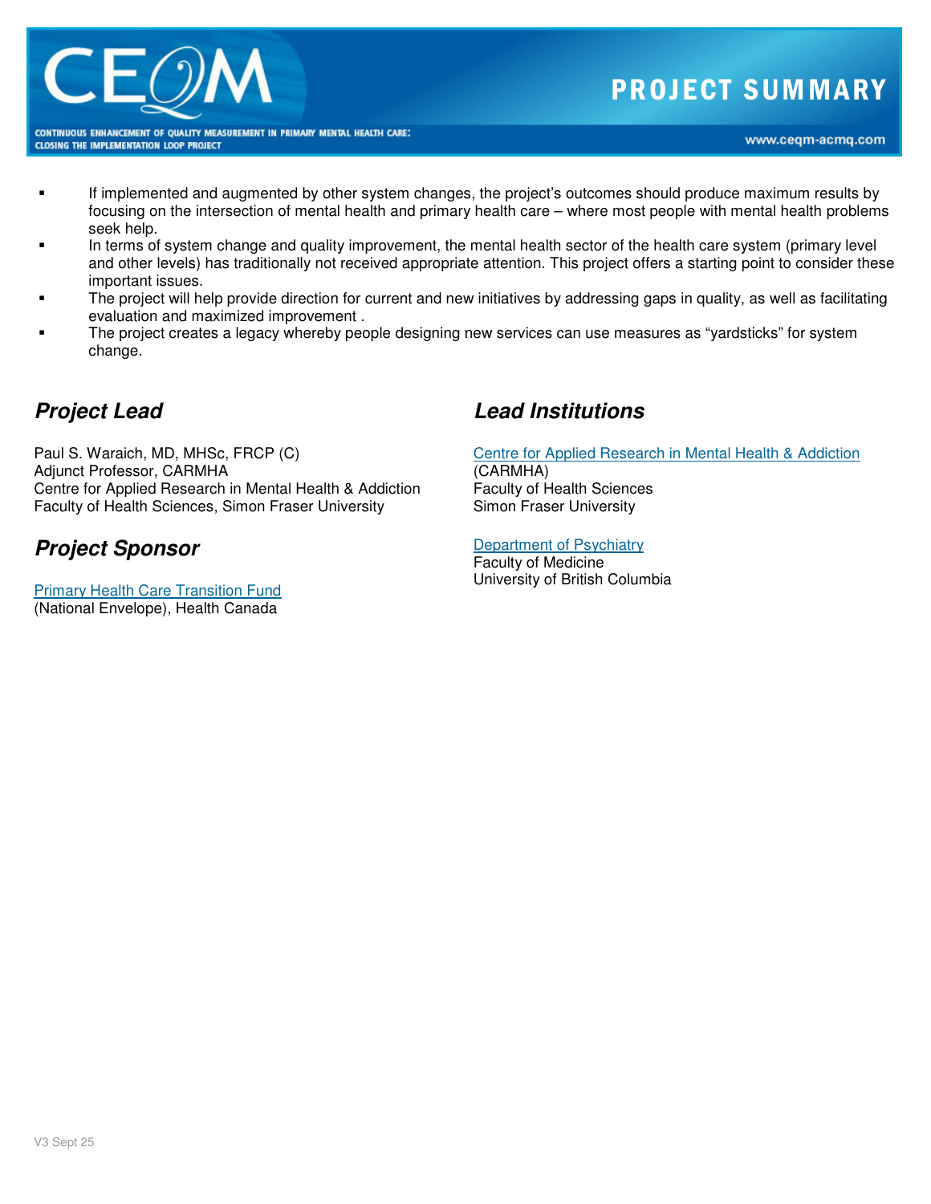- If implemented and augmented by other system changes, the project's outcomes should produce maximum results by focusing on the intersection of mental health and primary health care – where most people with mental health problems seek help.
- In terms of system change and quality improvement, the mental health sector of the health care system (primary level and other levels) has traditionally not received appropriate attention. This project offers a starting point to consider these important issues.
- The project will help provide direction for current and new initiatives by addressing gaps in quality, as well as facilitating evaluation and maximized improvement .
- The project creates a legacy whereby people designing new services can use measures as "yardsticks" for system change.

## *Project Lead*

Paul S. Waraich, MD, MHSc, FRCP (C)
Adjunct Professor, CARMHA
Centre for Applied Research in Mental Health & Addiction
Faculty of Health Sciences, Simon Fraser University

## *Project Sponsor*

Primary Health Care Transition Fund
(National Envelope), Health Canada

## *Lead Institutions*

Centre for Applied Research in Mental Health & Addiction
(CARMHA)
Faculty of Health Sciences
Simon Fraser University

Department of Psychiatry
Faculty of Medicine
University of British Columbia